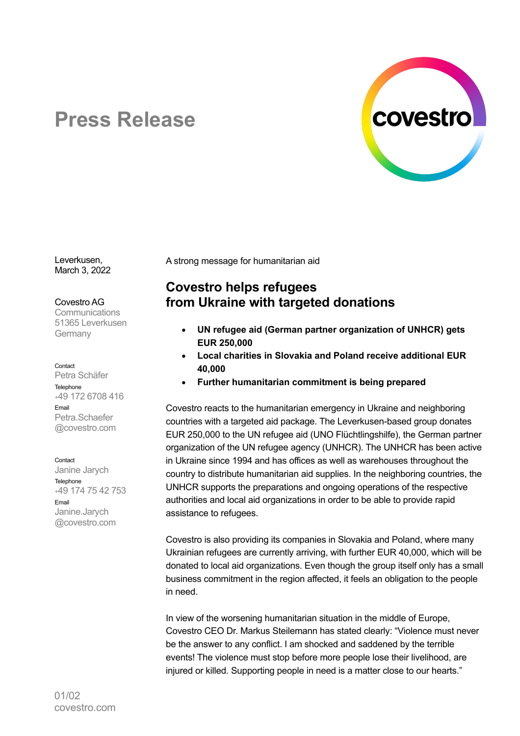# Press Release

Leverkusen,
March 3, 2022

Covestro AG
Communications
51365 Leverkusen
Germany

Contact
Petra Schäfer
Telephone
+49 172 6708 416
Email
Petra.Schaefer@covestro.com

Contact
Janine Jarych
Telephone
+49 174 75 42 753
Email
Janine.Jarych@covestro.com

A strong message for humanitarian aid

## Covestro helps refugees from Ukraine with targeted donations

- **UN refugee aid (German partner organization of UNHCR) gets EUR 250,000**
- **Local charities in Slovakia and Poland receive additional EUR 40,000**
- **Further humanitarian commitment is being prepared**

Covestro reacts to the humanitarian emergency in Ukraine and neighboring countries with a targeted aid package. The Leverkusen-based group donates EUR 250,000 to the UN refugee aid (UNO Flüchtlingshilfe), the German partner organization of the UN refugee agency (UNHCR). The UNHCR has been active in Ukraine since 1994 and has offices as well as warehouses throughout the country to distribute humanitarian aid supplies. In the neighboring countries, the UNHCR supports the preparations and ongoing operations of the respective authorities and local aid organizations in order to be able to provide rapid assistance to refugees.

Covestro is also providing its companies in Slovakia and Poland, where many Ukrainian refugees are currently arriving, with further EUR 40,000, which will be donated to local aid organizations. Even though the group itself only has a small business commitment in the region affected, it feels an obligation to the people in need.

In view of the worsening humanitarian situation in the middle of Europe, Covestro CEO Dr. Markus Steilemann has stated clearly: "Violence must never be the answer to any conflict. I am shocked and saddened by the terrible events! The violence must stop before more people lose their livelihood, are injured or killed. Supporting people in need is a matter close to our hearts."

covestro.com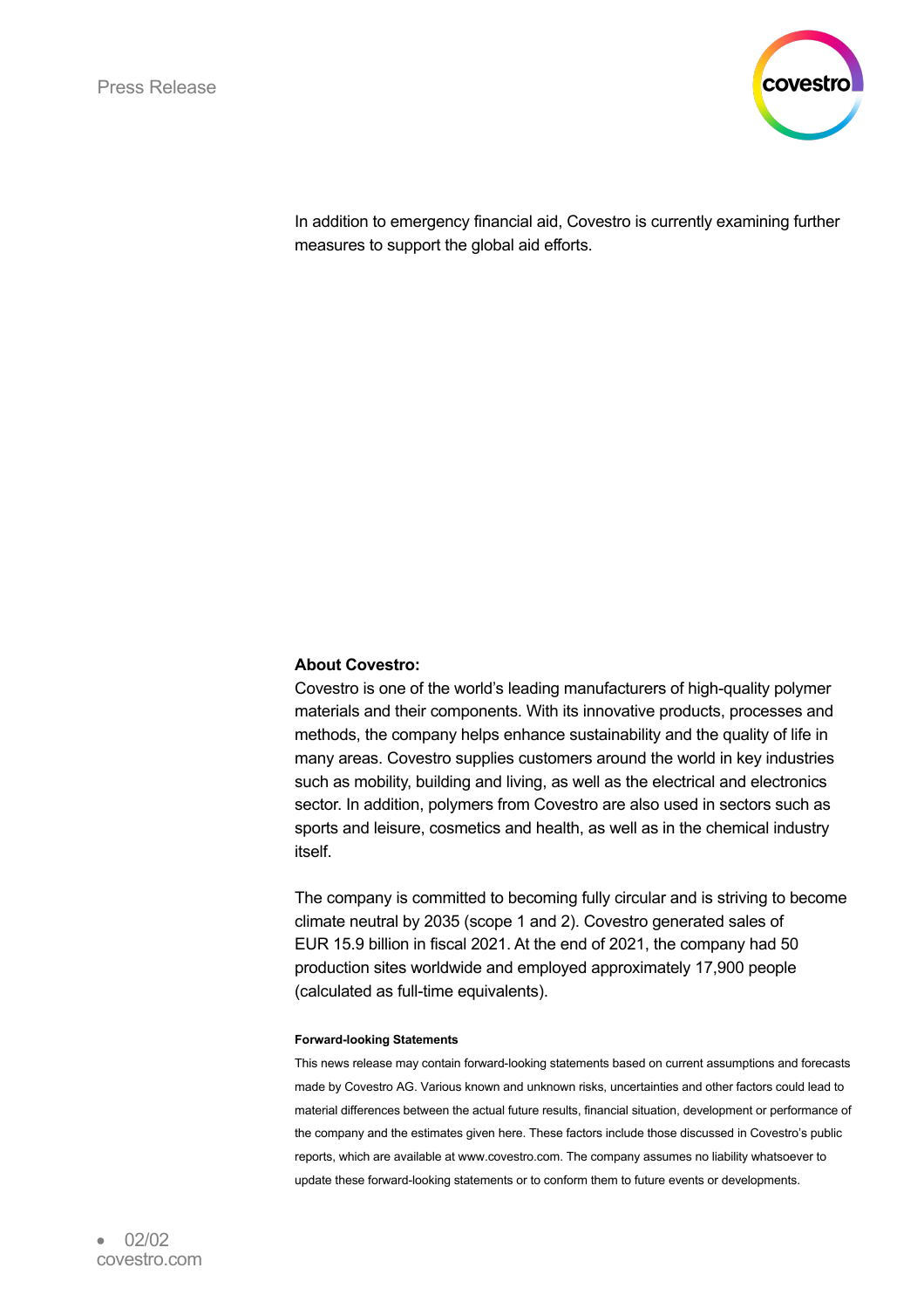In addition to emergency financial aid, Covestro is currently examining further measures to support the global aid efforts.

**About Covestro:**
Covestro is one of the world's leading manufacturers of high-quality polymer materials and their components. With its innovative products, processes and methods, the company helps enhance sustainability and the quality of life in many areas. Covestro supplies customers around the world in key industries such as mobility, building and living, as well as the electrical and electronics sector. In addition, polymers from Covestro are also used in sectors such as sports and leisure, cosmetics and health, as well as in the chemical industry itself.

The company is committed to becoming fully circular and is striving to become climate neutral by 2035 (scope 1 and 2). Covestro generated sales of EUR 15.9 billion in fiscal 2021. At the end of 2021, the company had 50 production sites worldwide and employed approximately 17,900 people (calculated as full-time equivalents).

**Forward-looking Statements**

This news release may contain forward-looking statements based on current assumptions and forecasts made by Covestro AG. Various known and unknown risks, uncertainties and other factors could lead to material differences between the actual future results, financial situation, development or performance of the company and the estimates given here. These factors include those discussed in Covestro's public reports, which are available at www.covestro.com. The company assumes no liability whatsoever to update these forward-looking statements or to conform them to future events or developments.